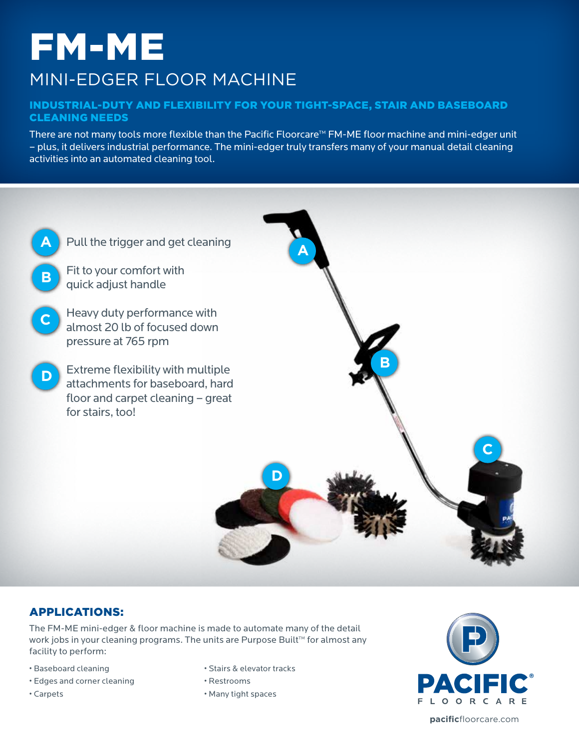# FM-ME

## MINI-EDGER FLOOR MACHINE

### INDUSTRIAL-DUTY AND FLEXIBILITY FOR YOUR TIGHT-SPACE, STAIR AND BASEBOARD CLEANING NEEDS

There are not many tools more flexible than the Pacific Floorcare™ FM-ME floor machine and mini-edger unit – plus, it delivers industrial performance. The mini-edger truly transfers many of your manual detail cleaning activities into an automated cleaning tool.

- **A** Pull the trigger and get cleaning
- **B** Fit to your comfort with quick adjust handle
- **C** Heavy duty performance with almost 20 lb of focused down pressure at 765 rpm
- **D** Extreme flexibility with multiple attachments for baseboard, hard floor and carpet cleaning – great for stairs, too!

## APPLICATIONS:

The FM-ME mini-edger & floor machine is made to automate many of the detail work jobs in your cleaning programs. The units are Purpose Built™ for almost any facility to perform:

- Baseboard cleaning
- Edges and corner cleaning
- Carpets
- Stairs & elevator tracks
- Restrooms
- Many tight spaces

PACIFIC® FLOORCARE

pacificfloorcare.com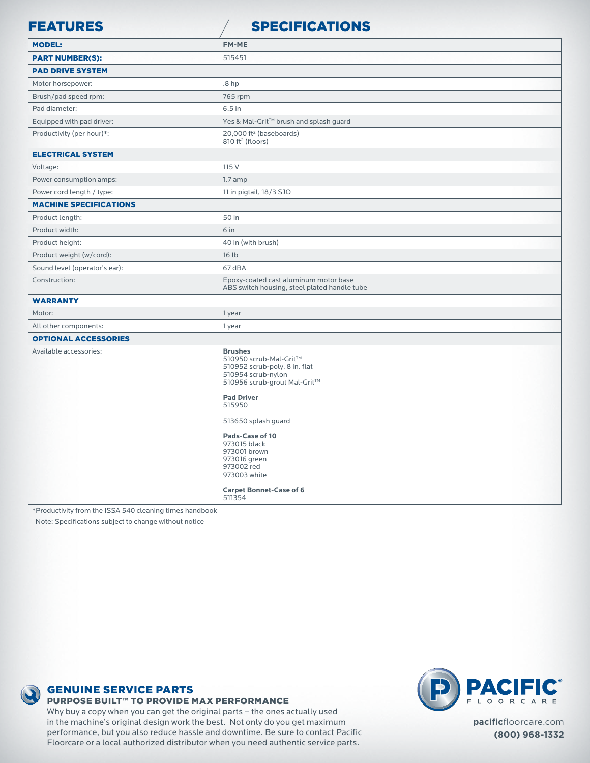## FEATURES / SPECIFICATIONS

| MODEL: | FM-ME |
|---|---|
| **PART NUMBER(S):** | 515451 |
| **PAD DRIVE SYSTEM** | |
| Motor horsepower: | .8 hp |
| Brush/pad speed rpm: | 765 rpm |
| Pad diameter: | 6.5 in |
| Equipped with pad driver: | Yes & Mal-Grit™ brush and splash guard |
| Productivity (per hour)*: | 20,000 ft² (baseboards)<br>810 ft² (floors) |
| **ELECTRICAL SYSTEM** | |
| Voltage: | 115 V |
| Power consumption amps: | 1.7 amp |
| Power cord length / type: | 11 in pigtail, 18/3 SJO |
| **MACHINE SPECIFICATIONS** | |
| Product length: | 50 in |
| Product width: | 6 in |
| Product height: | 40 in (with brush) |
| Product weight (w/cord): | 16 lb |
| Sound level (operator's ear): | 67 dBA |
| Construction: | Epoxy-coated cast aluminum motor base<br>ABS switch housing, steel plated handle tube |
| **WARRANTY** | |
| Motor: | 1 year |
| All other components: | 1 year |
| **OPTIONAL ACCESSORIES** | |
| Available accessories: | **Brushes**<br>510950 scrub-Mal-Grit™<br>510952 scrub-poly, 8 in. flat<br>510954 scrub-nylon<br>510956 scrub-grout Mal-Grit™<br><br>**Pad Driver**<br>515950<br><br>513650 splash guard<br><br>**Pads-Case of 10**<br>973015 black<br>973001 brown<br>973016 green<br>973002 red<br>973003 white<br><br>**Carpet Bonnet-Case of 6**<br>511354 |

*Productivity from the ISSA 540 cleaning times handbook

Note: Specifications subject to change without notice

### GENUINE SERVICE PARTS

**PURPOSE BUILT™ TO PROVIDE MAX PERFORMANCE**

Why buy a copy when you can get the original parts – the ones actually used in the machine's original design work the best. Not only do you get maximum performance, but you also reduce hassle and downtime. Be sure to contact Pacific Floorcare or a local authorized distributor when you need authentic service parts.

PACIFIC® FLOORCARE

pacificfloorcare.com
(800) 968-1332